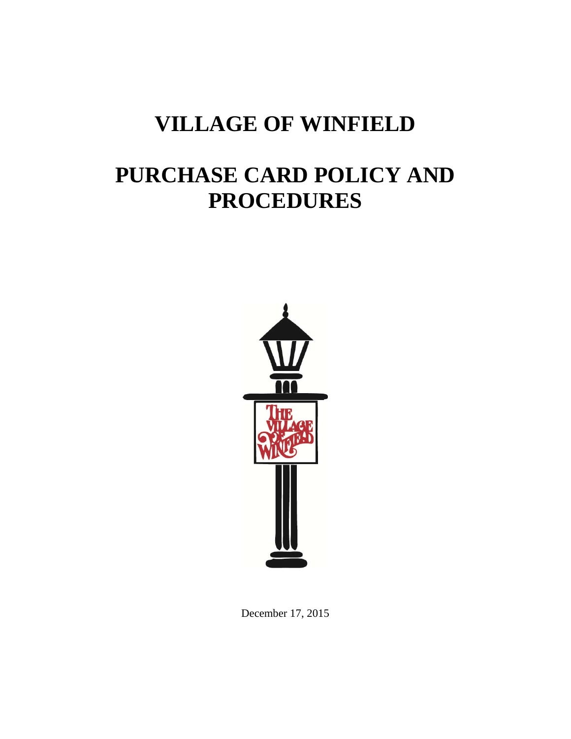# VILLAGE OF WINFIELD

# PURCHASE CARD POLICY AND PROCEDURES

December 17, 2015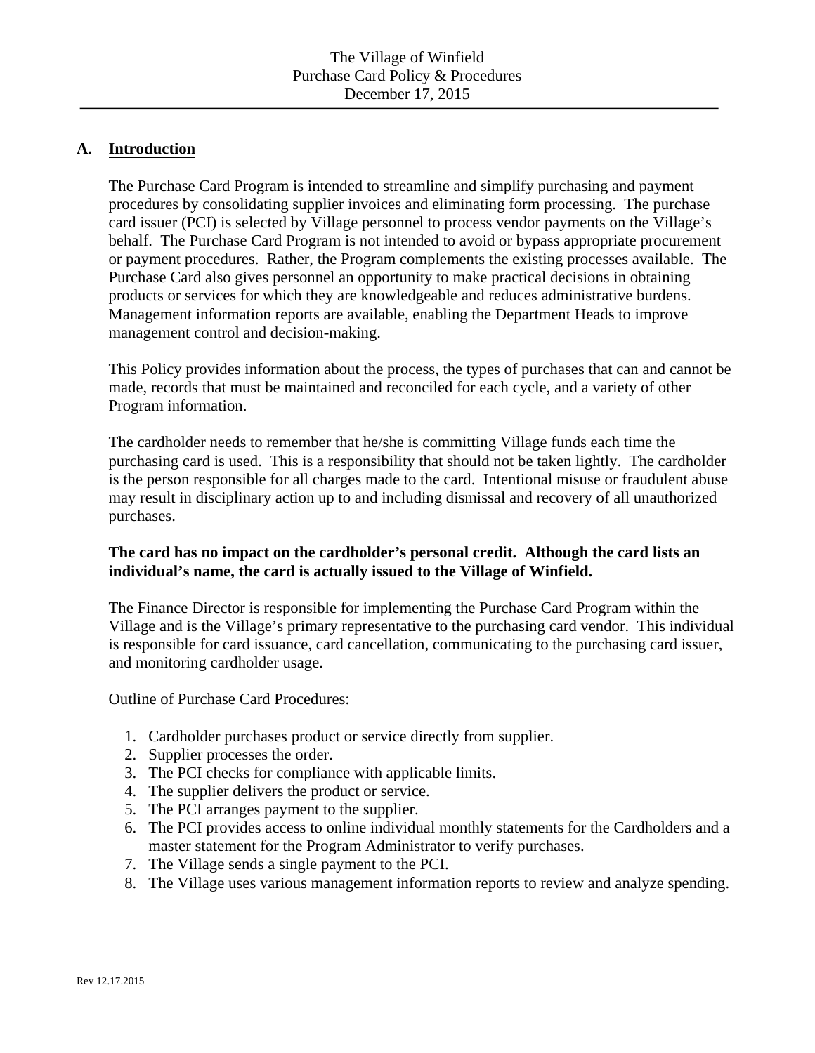## A. Introduction

The Purchase Card Program is intended to streamline and simplify purchasing and payment procedures by consolidating supplier invoices and eliminating form processing. The purchase card issuer (PCI) is selected by Village personnel to process vendor payments on the Village's behalf. The Purchase Card Program is not intended to avoid or bypass appropriate procurement or payment procedures. Rather, the Program complements the existing processes available. The Purchase Card also gives personnel an opportunity to make practical decisions in obtaining products or services for which they are knowledgeable and reduces administrative burdens. Management information reports are available, enabling the Department Heads to improve management control and decision-making.

This Policy provides information about the process, the types of purchases that can and cannot be made, records that must be maintained and reconciled for each cycle, and a variety of other Program information.

The cardholder needs to remember that he/she is committing Village funds each time the purchasing card is used. This is a responsibility that should not be taken lightly. The cardholder is the person responsible for all charges made to the card. Intentional misuse or fraudulent abuse may result in disciplinary action up to and including dismissal and recovery of all unauthorized purchases.

**The card has no impact on the cardholder's personal credit. Although the card lists an individual's name, the card is actually issued to the Village of Winfield.**

The Finance Director is responsible for implementing the Purchase Card Program within the Village and is the Village's primary representative to the purchasing card vendor. This individual is responsible for card issuance, card cancellation, communicating to the purchasing card issuer, and monitoring cardholder usage.

Outline of Purchase Card Procedures:

1. Cardholder purchases product or service directly from supplier.
2. Supplier processes the order.
3. The PCI checks for compliance with applicable limits.
4. The supplier delivers the product or service.
5. The PCI arranges payment to the supplier.
6. The PCI provides access to online individual monthly statements for the Cardholders and a master statement for the Program Administrator to verify purchases.
7. The Village sends a single payment to the PCI.
8. The Village uses various management information reports to review and analyze spending.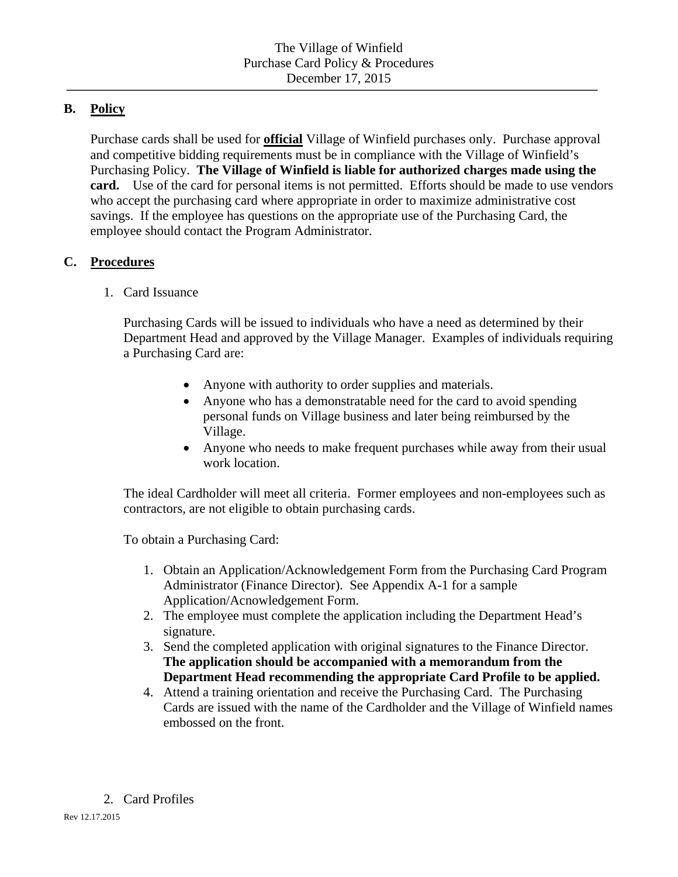## B. Policy

Purchase cards shall be used for **official** Village of Winfield purchases only. Purchase approval and competitive bidding requirements must be in compliance with the Village of Winfield's Purchasing Policy. **The Village of Winfield is liable for authorized charges made using the card.** Use of the card for personal items is not permitted. Efforts should be made to use vendors who accept the purchasing card where appropriate in order to maximize administrative cost savings. If the employee has questions on the appropriate use of the Purchasing Card, the employee should contact the Program Administrator.

## C. Procedures

1. Card Issuance

   Purchasing Cards will be issued to individuals who have a need as determined by their Department Head and approved by the Village Manager. Examples of individuals requiring a Purchasing Card are:

   - Anyone with authority to order supplies and materials.
   - Anyone who has a demonstratable need for the card to avoid spending personal funds on Village business and later being reimbursed by the Village.
   - Anyone who needs to make frequent purchases while away from their usual work location.

   The ideal Cardholder will meet all criteria. Former employees and non-employees such as contractors, are not eligible to obtain purchasing cards.

   To obtain a Purchasing Card:

   1. Obtain an Application/Acknowledgement Form from the Purchasing Card Program Administrator (Finance Director). See Appendix A-1 for a sample Application/Acnowledgement Form.
   2. The employee must complete the application including the Department Head's signature.
   3. Send the completed application with original signatures to the Finance Director. **The application should be accompanied with a memorandum from the Department Head recommending the appropriate Card Profile to be applied.**
   4. Attend a training orientation and receive the Purchasing Card. The Purchasing Cards are issued with the name of the Cardholder and the Village of Winfield names embossed on the front.

2. Card Profiles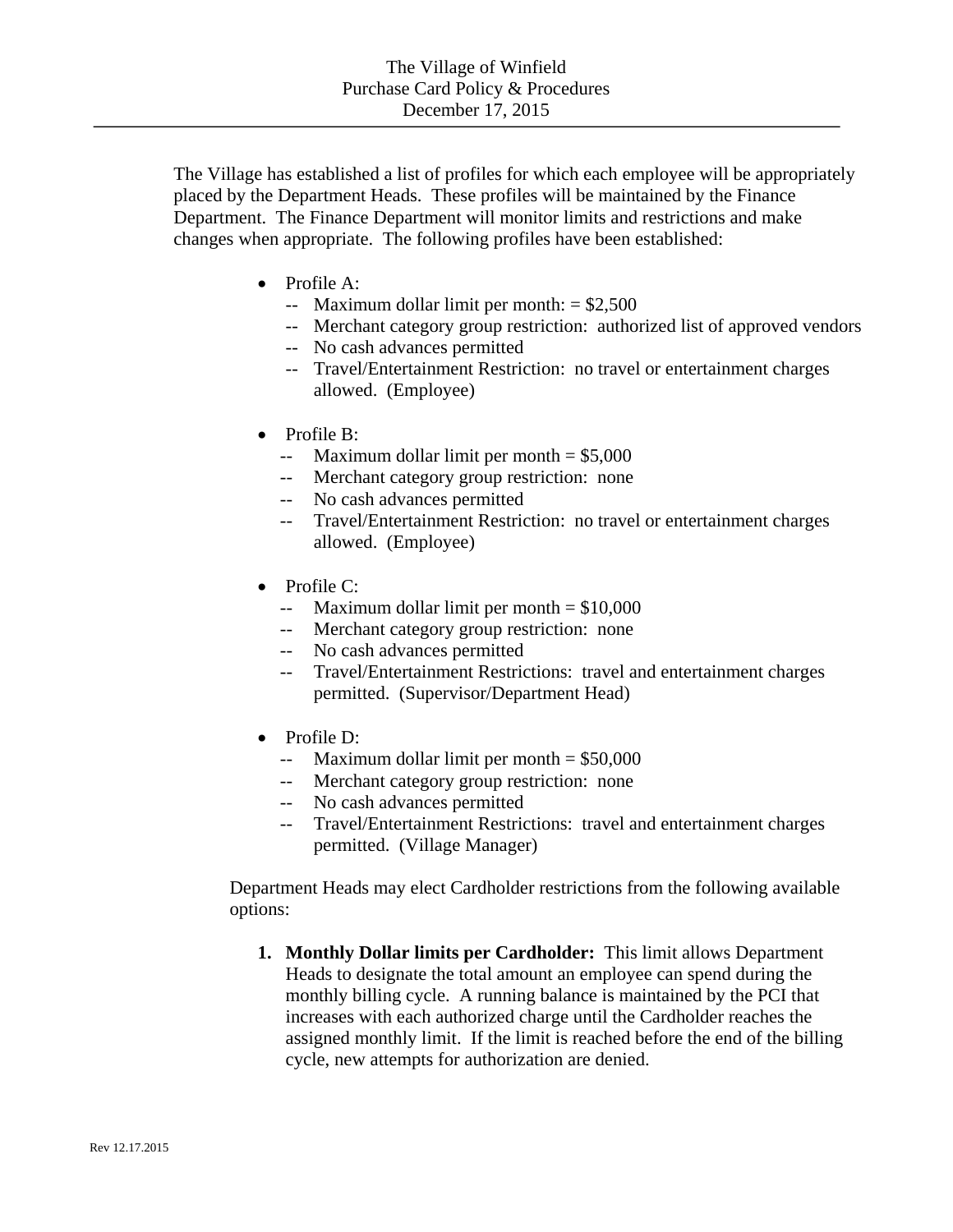The Village has established a list of profiles for which each employee will be appropriately placed by the Department Heads. These profiles will be maintained by the Finance Department. The Finance Department will monitor limits and restrictions and make changes when appropriate. The following profiles have been established:

- Profile A:
  - -- Maximum dollar limit per month: = $2,500
  - -- Merchant category group restriction: authorized list of approved vendors
  - -- No cash advances permitted
  - -- Travel/Entertainment Restriction: no travel or entertainment charges allowed. (Employee)
- Profile B:
  - -- Maximum dollar limit per month = $5,000
  - -- Merchant category group restriction: none
  - -- No cash advances permitted
  - -- Travel/Entertainment Restriction: no travel or entertainment charges allowed. (Employee)
- Profile C:
  - -- Maximum dollar limit per month = $10,000
  - -- Merchant category group restriction: none
  - -- No cash advances permitted
  - -- Travel/Entertainment Restrictions: travel and entertainment charges permitted. (Supervisor/Department Head)
- Profile D:
  - -- Maximum dollar limit per month = $50,000
  - -- Merchant category group restriction: none
  - -- No cash advances permitted
  - -- Travel/Entertainment Restrictions: travel and entertainment charges permitted. (Village Manager)

Department Heads may elect Cardholder restrictions from the following available options:

1. **Monthly Dollar limits per Cardholder:** This limit allows Department Heads to designate the total amount an employee can spend during the monthly billing cycle. A running balance is maintained by the PCI that increases with each authorized charge until the Cardholder reaches the assigned monthly limit. If the limit is reached before the end of the billing cycle, new attempts for authorization are denied.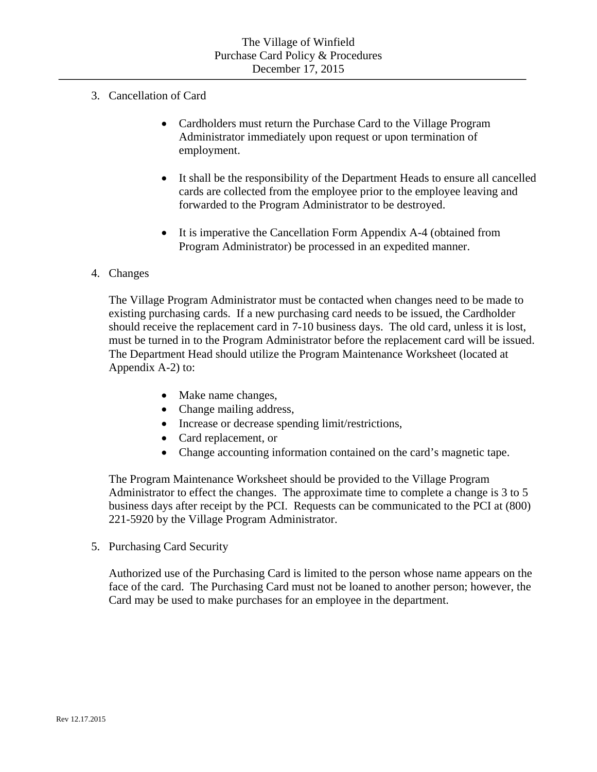3. Cancellation of Card

    - Cardholders must return the Purchase Card to the Village Program Administrator immediately upon request or upon termination of employment.

    - It shall be the responsibility of the Department Heads to ensure all cancelled cards are collected from the employee prior to the employee leaving and forwarded to the Program Administrator to be destroyed.

    - It is imperative the Cancellation Form Appendix A-4 (obtained from Program Administrator) be processed in an expedited manner.

4. Changes

    The Village Program Administrator must be contacted when changes need to be made to existing purchasing cards. If a new purchasing card needs to be issued, the Cardholder should receive the replacement card in 7-10 business days. The old card, unless it is lost, must be turned in to the Program Administrator before the replacement card will be issued. The Department Head should utilize the Program Maintenance Worksheet (located at Appendix A-2) to:

    - Make name changes,
    - Change mailing address,
    - Increase or decrease spending limit/restrictions,
    - Card replacement, or
    - Change accounting information contained on the card's magnetic tape.

    The Program Maintenance Worksheet should be provided to the Village Program Administrator to effect the changes. The approximate time to complete a change is 3 to 5 business days after receipt by the PCI. Requests can be communicated to the PCI at (800) 221-5920 by the Village Program Administrator.

5. Purchasing Card Security

    Authorized use of the Purchasing Card is limited to the person whose name appears on the face of the card. The Purchasing Card must not be loaned to another person; however, the Card may be used to make purchases for an employee in the department.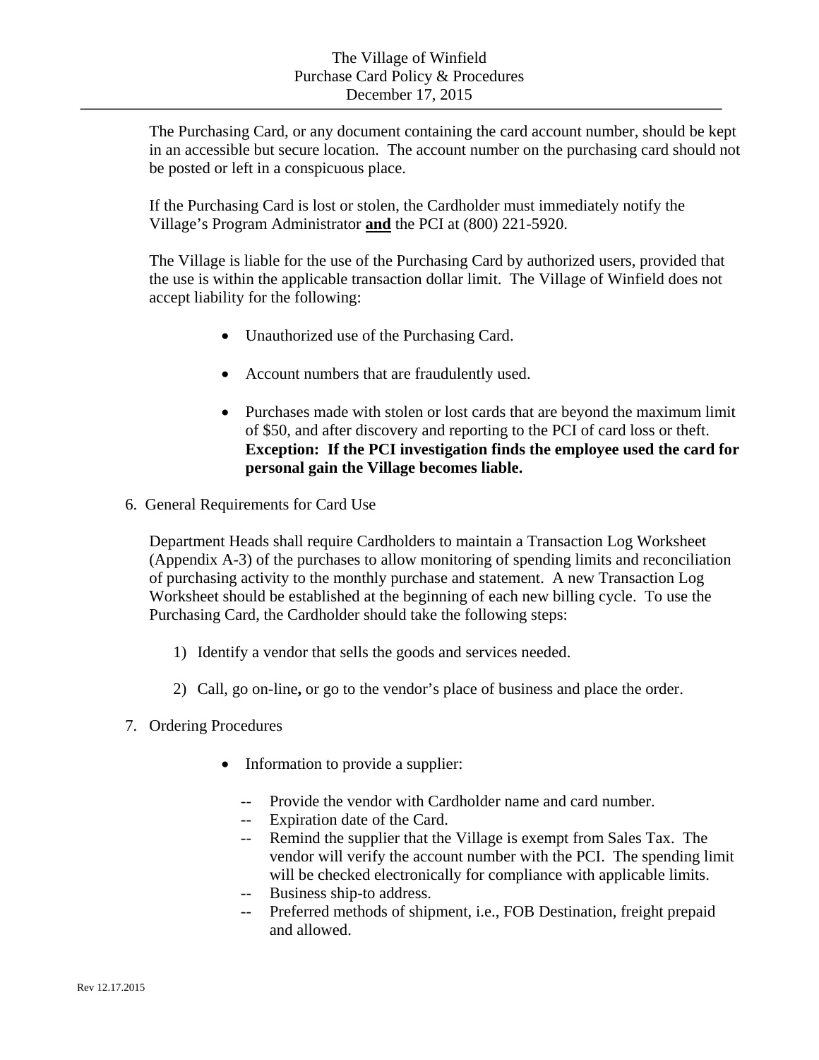The Purchasing Card, or any document containing the card account number, should be kept in an accessible but secure location. The account number on the purchasing card should not be posted or left in a conspicuous place.

If the Purchasing Card is lost or stolen, the Cardholder must immediately notify the Village's Program Administrator **and** the PCI at (800) 221-5920.

The Village is liable for the use of the Purchasing Card by authorized users, provided that the use is within the applicable transaction dollar limit. The Village of Winfield does not accept liability for the following:

- Unauthorized use of the Purchasing Card.
- Account numbers that are fraudulently used.
- Purchases made with stolen or lost cards that are beyond the maximum limit of $50, and after discovery and reporting to the PCI of card loss or theft. **Exception: If the PCI investigation finds the employee used the card for personal gain the Village becomes liable.**

6. General Requirements for Card Use

Department Heads shall require Cardholders to maintain a Transaction Log Worksheet (Appendix A-3) of the purchases to allow monitoring of spending limits and reconciliation of purchasing activity to the monthly purchase and statement. A new Transaction Log Worksheet should be established at the beginning of each new billing cycle. To use the Purchasing Card, the Cardholder should take the following steps:

1) Identify a vendor that sells the goods and services needed.

2) Call, go on-line**,** or go to the vendor's place of business and place the order.

7. Ordering Procedures

- Information to provide a supplier:
  - -- Provide the vendor with Cardholder name and card number.
  - -- Expiration date of the Card.
  - -- Remind the supplier that the Village is exempt from Sales Tax. The vendor will verify the account number with the PCI. The spending limit will be checked electronically for compliance with applicable limits.
  - -- Business ship-to address.
  - -- Preferred methods of shipment, i.e., FOB Destination, freight prepaid and allowed.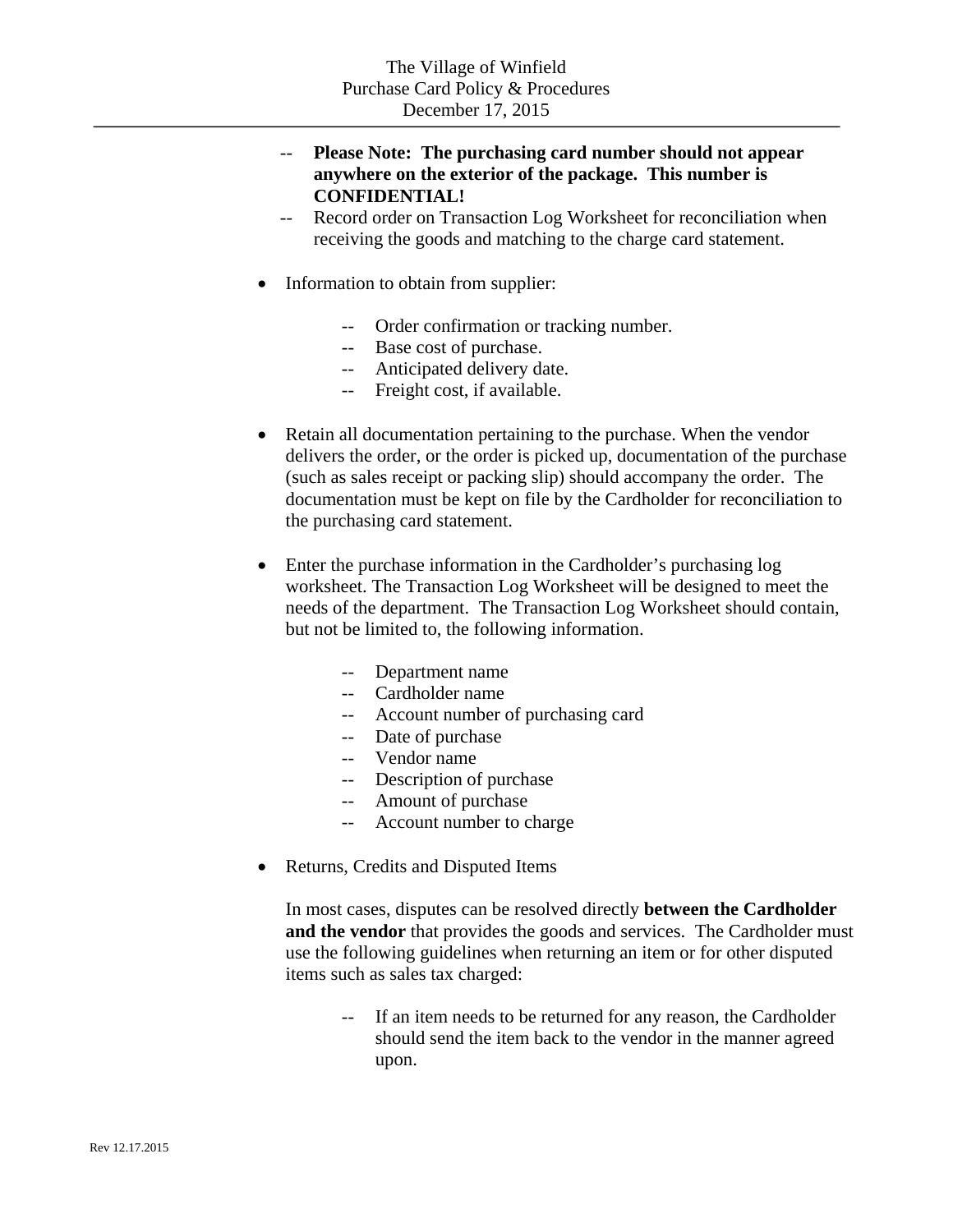- -- **Please Note: The purchasing card number should not appear anywhere on the exterior of the package. This number is CONFIDENTIAL!**
  - -- Record order on Transaction Log Worksheet for reconciliation when receiving the goods and matching to the charge card statement.

- Information to obtain from supplier:

  - -- Order confirmation or tracking number.
  - -- Base cost of purchase.
  - -- Anticipated delivery date.
  - -- Freight cost, if available.

- Retain all documentation pertaining to the purchase. When the vendor delivers the order, or the order is picked up, documentation of the purchase (such as sales receipt or packing slip) should accompany the order. The documentation must be kept on file by the Cardholder for reconciliation to the purchasing card statement.

- Enter the purchase information in the Cardholder's purchasing log worksheet. The Transaction Log Worksheet will be designed to meet the needs of the department. The Transaction Log Worksheet should contain, but not be limited to, the following information.

  - -- Department name
  - -- Cardholder name
  - -- Account number of purchasing card
  - -- Date of purchase
  - -- Vendor name
  - -- Description of purchase
  - -- Amount of purchase
  - -- Account number to charge

- Returns, Credits and Disputed Items

  In most cases, disputes can be resolved directly **between the Cardholder and the vendor** that provides the goods and services. The Cardholder must use the following guidelines when returning an item or for other disputed items such as sales tax charged:

  - -- If an item needs to be returned for any reason, the Cardholder should send the item back to the vendor in the manner agreed upon.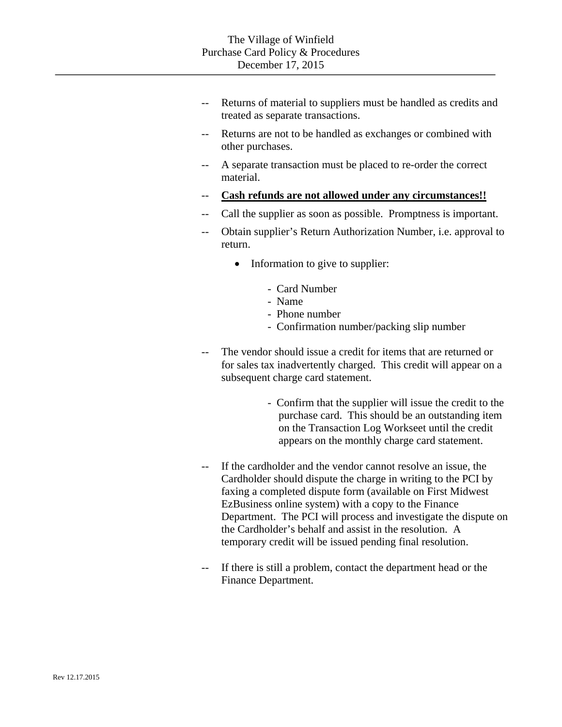-- Returns of material to suppliers must be handled as credits and treated as separate transactions.

-- Returns are not to be handled as exchanges or combined with other purchases.

-- A separate transaction must be placed to re-order the correct material.

-- **Cash refunds are not allowed under any circumstances!!**

-- Call the supplier as soon as possible. Promptness is important.

-- Obtain supplier's Return Authorization Number, i.e. approval to return.

- Information to give to supplier:
  - Card Number
  - Name
  - Phone number
  - Confirmation number/packing slip number

-- The vendor should issue a credit for items that are returned or for sales tax inadvertently charged. This credit will appear on a subsequent charge card statement.

- Confirm that the supplier will issue the credit to the purchase card. This should be an outstanding item on the Transaction Log Workseet until the credit appears on the monthly charge card statement.

-- If the cardholder and the vendor cannot resolve an issue, the Cardholder should dispute the charge in writing to the PCI by faxing a completed dispute form (available on First Midwest EzBusiness online system) with a copy to the Finance Department. The PCI will process and investigate the dispute on the Cardholder's behalf and assist in the resolution. A temporary credit will be issued pending final resolution.

-- If there is still a problem, contact the department head or the Finance Department.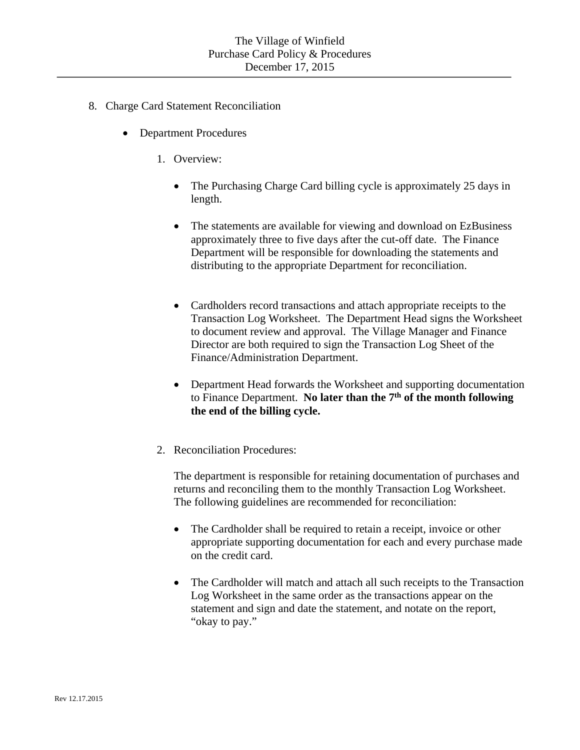8. Charge Card Statement Reconciliation

    - Department Procedures

        1. Overview:

            - The Purchasing Charge Card billing cycle is approximately 25 days in length.

            - The statements are available for viewing and download on EzBusiness approximately three to five days after the cut-off date. The Finance Department will be responsible for downloading the statements and distributing to the appropriate Department for reconciliation.

            - Cardholders record transactions and attach appropriate receipts to the Transaction Log Worksheet. The Department Head signs the Worksheet to document review and approval. The Village Manager and Finance Director are both required to sign the Transaction Log Sheet of the Finance/Administration Department.

            - Department Head forwards the Worksheet and supporting documentation to Finance Department. **No later than the 7th of the month following the end of the billing cycle.**

        2. Reconciliation Procedures:

            The department is responsible for retaining documentation of purchases and returns and reconciling them to the monthly Transaction Log Worksheet. The following guidelines are recommended for reconciliation:

            - The Cardholder shall be required to retain a receipt, invoice or other appropriate supporting documentation for each and every purchase made on the credit card.

            - The Cardholder will match and attach all such receipts to the Transaction Log Worksheet in the same order as the transactions appear on the statement and sign and date the statement, and notate on the report, "okay to pay."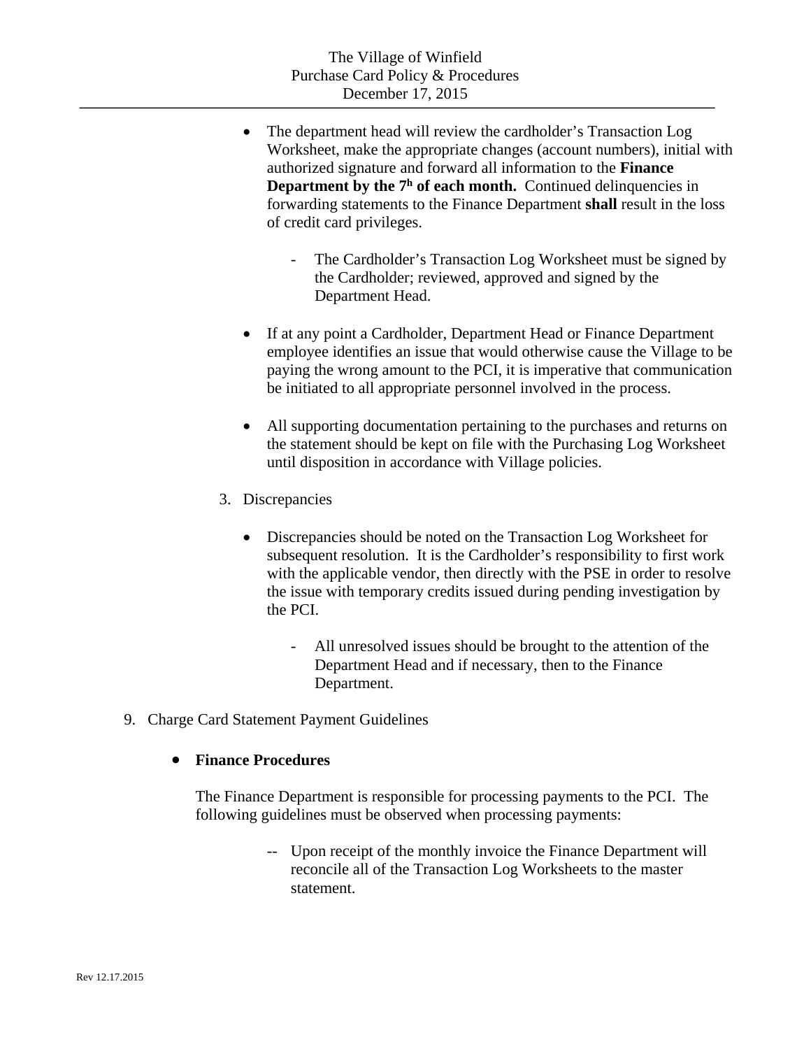- The department head will review the cardholder's Transaction Log Worksheet, make the appropriate changes (account numbers), initial with authorized signature and forward all information to the **Finance Department by the 7h of each month.** Continued delinquencies in forwarding statements to the Finance Department **shall** result in the loss of credit card privileges.

  - The Cardholder's Transaction Log Worksheet must be signed by the Cardholder; reviewed, approved and signed by the Department Head.

- If at any point a Cardholder, Department Head or Finance Department employee identifies an issue that would otherwise cause the Village to be paying the wrong amount to the PCI, it is imperative that communication be initiated to all appropriate personnel involved in the process.

- All supporting documentation pertaining to the purchases and returns on the statement should be kept on file with the Purchasing Log Worksheet until disposition in accordance with Village policies.

3. Discrepancies

   - Discrepancies should be noted on the Transaction Log Worksheet for subsequent resolution. It is the Cardholder's responsibility to first work with the applicable vendor, then directly with the PSE in order to resolve the issue with temporary credits issued during pending investigation by the PCI.

     - All unresolved issues should be brought to the attention of the Department Head and if necessary, then to the Finance Department.

9. Charge Card Statement Payment Guidelines

- **Finance Procedures**

  The Finance Department is responsible for processing payments to the PCI. The following guidelines must be observed when processing payments:

  -- Upon receipt of the monthly invoice the Finance Department will reconcile all of the Transaction Log Worksheets to the master statement.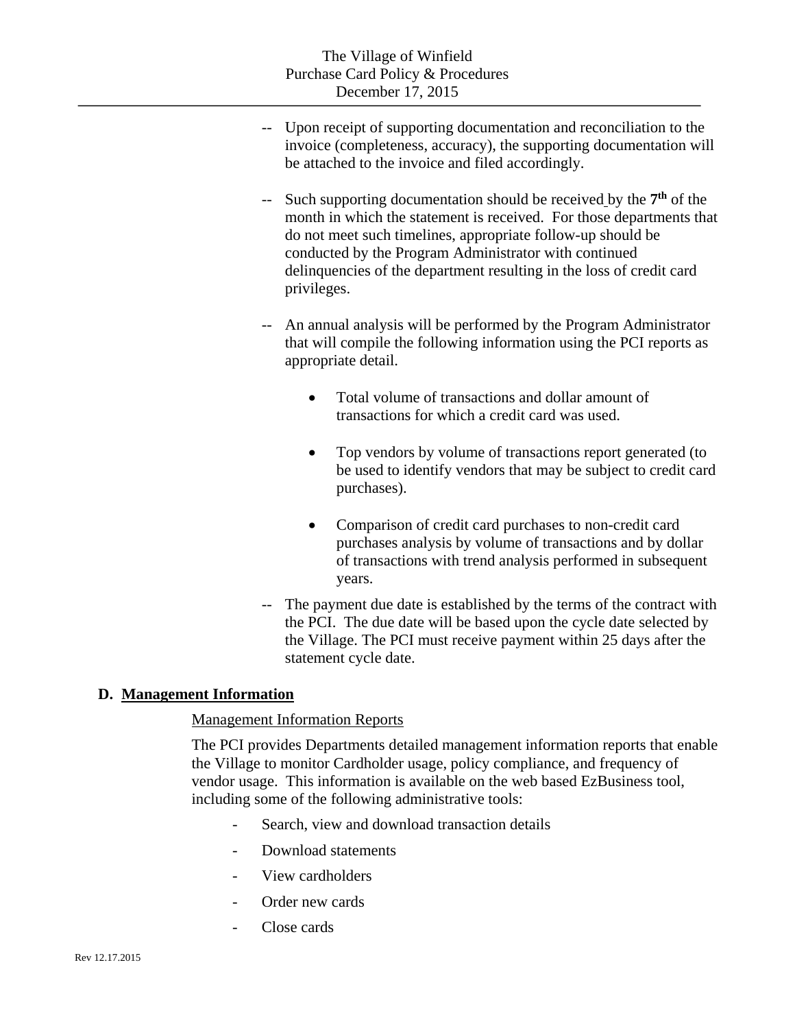-- Upon receipt of supporting documentation and reconciliation to the invoice (completeness, accuracy), the supporting documentation will be attached to the invoice and filed accordingly.

-- Such supporting documentation should be received by the **7th** of the month in which the statement is received. For those departments that do not meet such timelines, appropriate follow-up should be conducted by the Program Administrator with continued delinquencies of the department resulting in the loss of credit card privileges.

-- An annual analysis will be performed by the Program Administrator that will compile the following information using the PCI reports as appropriate detail.

- Total volume of transactions and dollar amount of transactions for which a credit card was used.
- Top vendors by volume of transactions report generated (to be used to identify vendors that may be subject to credit card purchases).
- Comparison of credit card purchases to non-credit card purchases analysis by volume of transactions and by dollar of transactions with trend analysis performed in subsequent years.

-- The payment due date is established by the terms of the contract with the PCI. The due date will be based upon the cycle date selected by the Village. The PCI must receive payment within 25 days after the statement cycle date.

**D. Management Information**

Management Information Reports

The PCI provides Departments detailed management information reports that enable the Village to monitor Cardholder usage, policy compliance, and frequency of vendor usage. This information is available on the web based EzBusiness tool, including some of the following administrative tools:

- Search, view and download transaction details
- Download statements
- View cardholders
- Order new cards
- Close cards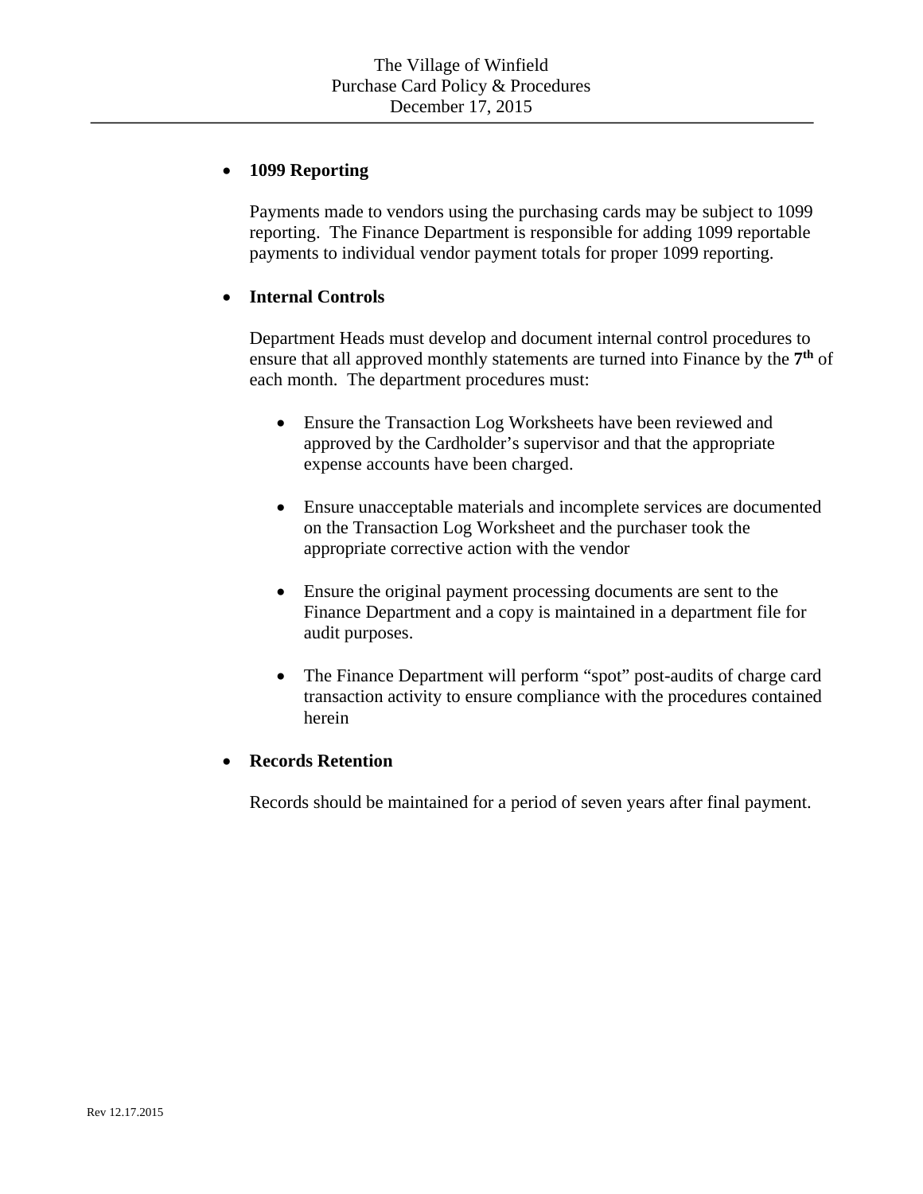- **1099 Reporting**

  Payments made to vendors using the purchasing cards may be subject to 1099 reporting. The Finance Department is responsible for adding 1099 reportable payments to individual vendor payment totals for proper 1099 reporting.

- **Internal Controls**

  Department Heads must develop and document internal control procedures to ensure that all approved monthly statements are turned into Finance by the **7th** of each month. The department procedures must:

  - Ensure the Transaction Log Worksheets have been reviewed and approved by the Cardholder's supervisor and that the appropriate expense accounts have been charged.

  - Ensure unacceptable materials and incomplete services are documented on the Transaction Log Worksheet and the purchaser took the appropriate corrective action with the vendor

  - Ensure the original payment processing documents are sent to the Finance Department and a copy is maintained in a department file for audit purposes.

  - The Finance Department will perform "spot" post-audits of charge card transaction activity to ensure compliance with the procedures contained herein

- **Records Retention**

  Records should be maintained for a period of seven years after final payment.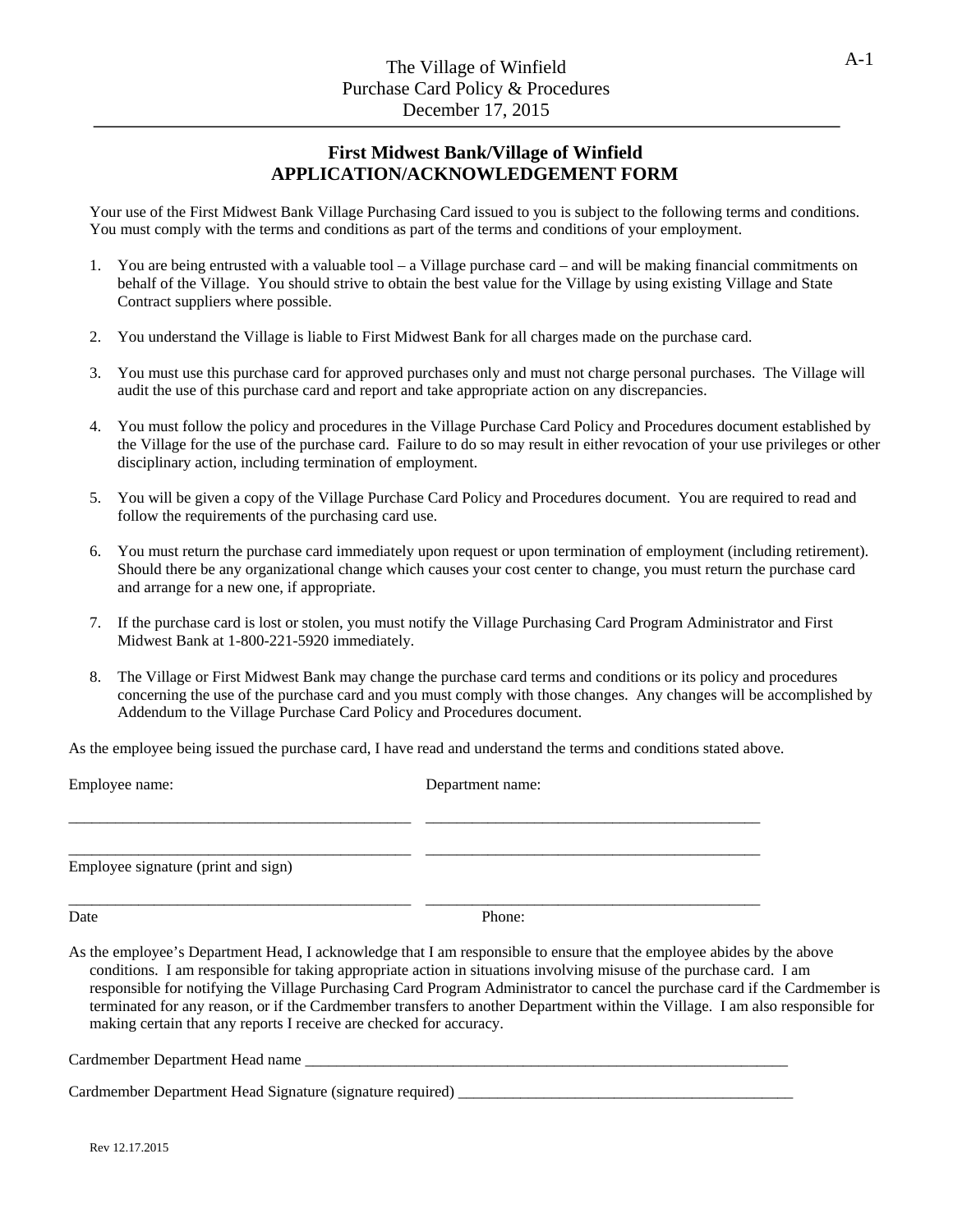## First Midwest Bank/Village of Winfield
## APPLICATION/ACKNOWLEDGEMENT FORM

Your use of the First Midwest Bank Village Purchasing Card issued to you is subject to the following terms and conditions. You must comply with the terms and conditions as part of the terms and conditions of your employment.

1. You are being entrusted with a valuable tool – a Village purchase card – and will be making financial commitments on behalf of the Village. You should strive to obtain the best value for the Village by using existing Village and State Contract suppliers where possible.

2. You understand the Village is liable to First Midwest Bank for all charges made on the purchase card.

3. You must use this purchase card for approved purchases only and must not charge personal purchases. The Village will audit the use of this purchase card and report and take appropriate action on any discrepancies.

4. You must follow the policy and procedures in the Village Purchase Card Policy and Procedures document established by the Village for the use of the purchase card. Failure to do so may result in either revocation of your use privileges or other disciplinary action, including termination of employment.

5. You will be given a copy of the Village Purchase Card Policy and Procedures document. You are required to read and follow the requirements of the purchasing card use.

6. You must return the purchase card immediately upon request or upon termination of employment (including retirement). Should there be any organizational change which causes your cost center to change, you must return the purchase card and arrange for a new one, if appropriate.

7. If the purchase card is lost or stolen, you must notify the Village Purchasing Card Program Administrator and First Midwest Bank at 1-800-221-5920 immediately.

8. The Village or First Midwest Bank may change the purchase card terms and conditions or its policy and procedures concerning the use of the purchase card and you must comply with those changes. Any changes will be accomplished by Addendum to the Village Purchase Card Policy and Procedures document.

As the employee being issued the purchase card, I have read and understand the terms and conditions stated above.

Employee name: ____________________ Department name: ____________________

____________________ ____________________

Employee signature (print and sign)

____________________ ____________________

Date Phone:

As the employee's Department Head, I acknowledge that I am responsible to ensure that the employee abides by the above conditions. I am responsible for taking appropriate action in situations involving misuse of the purchase card. I am responsible for notifying the Village Purchasing Card Program Administrator to cancel the purchase card if the Cardmember is terminated for any reason, or if the Cardmember transfers to another Department within the Village. I am also responsible for making certain that any reports I receive are checked for accuracy.

Cardmember Department Head name ____________________

Cardmember Department Head Signature (signature required) ____________________

Rev 12.17.2015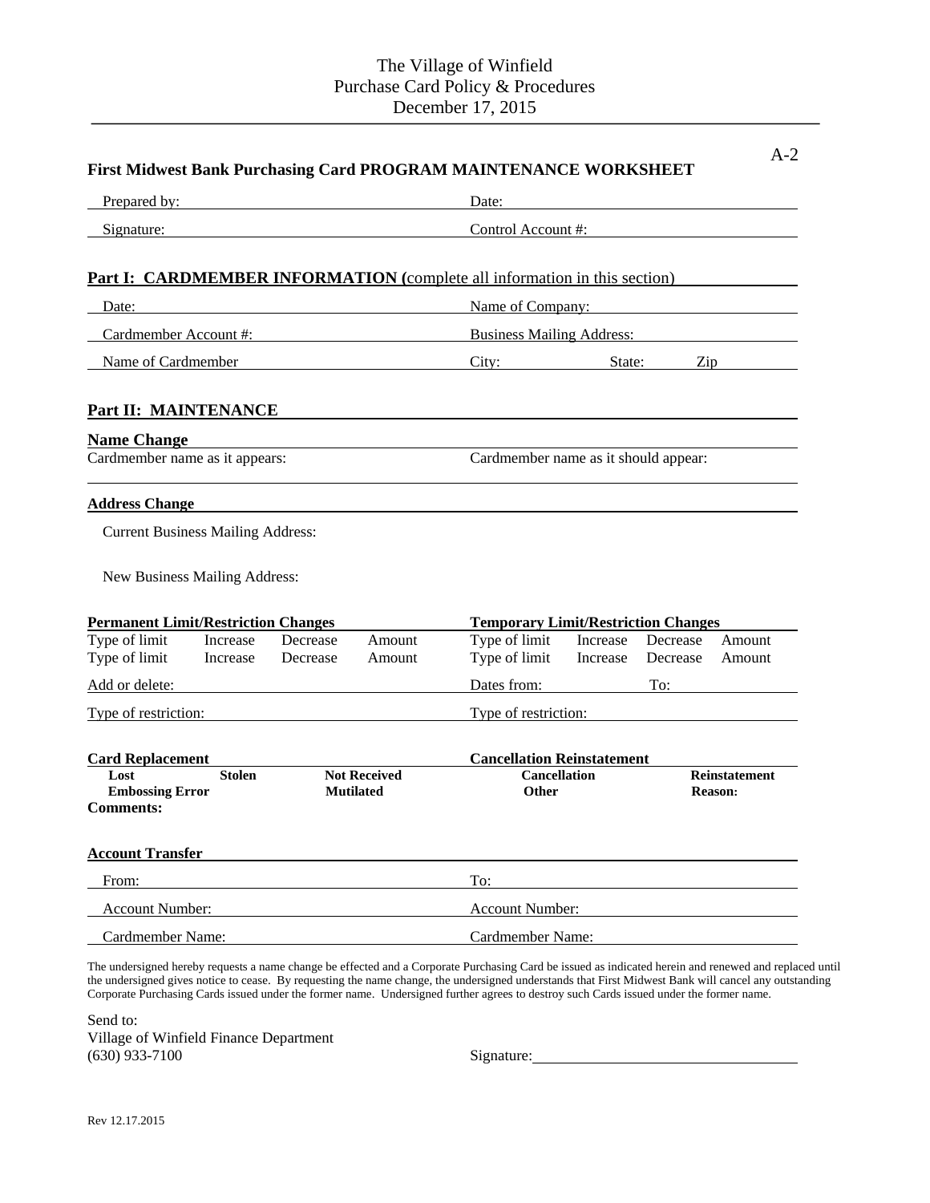A-2

## First Midwest Bank Purchasing Card PROGRAM MAINTENANCE WORKSHEET

Prepared by: Date:

Signature: Control Account #:

### Part I: CARDMEMBER INFORMATION (complete all information in this section)

Date: Name of Company:

Cardmember Account #: Business Mailing Address:

Name of Cardmember City: State: Zip

### Part II: MAINTENANCE

**Name Change**

Cardmember name as it appears: Cardmember name as it should appear:

**Address Change**

Current Business Mailing Address:

New Business Mailing Address:

| **Permanent Limit/Restriction Changes** | | | | **Temporary Limit/Restriction Changes** | | | |
|---|---|---|---|---|---|---|---|
| Type of limit | Increase | Decrease | Amount | Type of limit | Increase | Decrease | Amount |
| Type of limit | Increase | Decrease | Amount | Type of limit | Increase | Decrease | Amount |
| Add or delete: | | | | Dates from: | | To: | |
| Type of restriction: | | | | Type of restriction: | | | |

| **Card Replacement** | | | **Cancellation Reinstatement** | |
|---|---|---|---|---|
| **Lost** | **Stolen** | **Not Received** | **Cancellation** | **Reinstatement** |
| **Embossing Error** | | **Mutilated** | **Other** | **Reason:** |

**Comments:**

**Account Transfer**

From: To:

Account Number: Account Number:

Cardmember Name: Cardmember Name:

The undersigned hereby requests a name change be effected and a Corporate Purchasing Card be issued as indicated herein and renewed and replaced until the undersigned gives notice to cease. By requesting the name change, the undersigned understands that First Midwest Bank will cancel any outstanding Corporate Purchasing Cards issued under the former name. Undersigned further agrees to destroy such Cards issued under the former name.

Send to:
Village of Winfield Finance Department
(630) 933-7100

Signature:

Rev 12.17.2015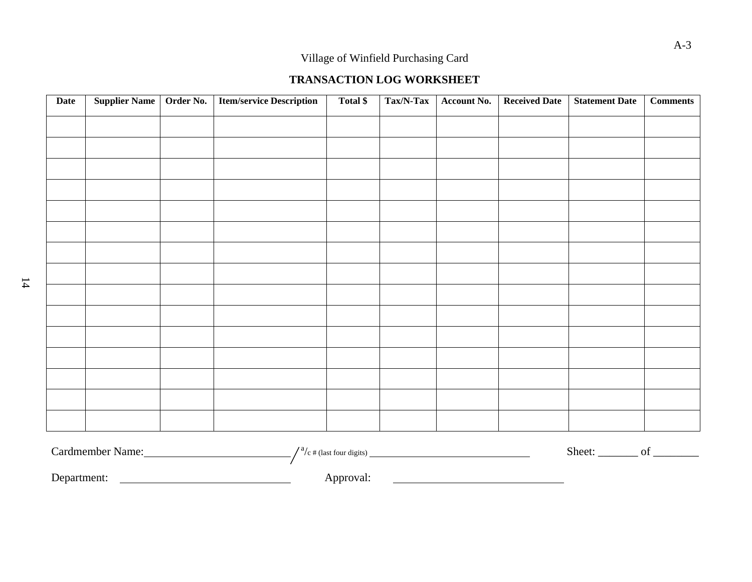A-3

Village of Winfield Purchasing Card

## TRANSACTION LOG WORKSHEET

| Date | Supplier Name | Order No. | Item/service Description | Total $ | Tax/N-Tax | Account No. | Received Date | Statement Date | Comments |
|---|---|---|---|---|---|---|---|---|---|
| | | | | | | | | | |
| | | | | | | | | | |
| | | | | | | | | | |
| | | | | | | | | | |
| | | | | | | | | | |
| | | | | | | | | | |
| | | | | | | | | | |
| | | | | | | | | | |
| | | | | | | | | | |
| | | | | | | | | | |
| | | | | | | | | | |
| | | | | | | | | | |
| | | | | | | | | | |
| | | | | | | | | | |
| | | | | | | | | | |

Cardmember Name:\_\_\_\_\_\_\_\_\_\_\_\_\_\_\_\_\_\_\_\_\_\_\_\_ / a/c # (last four digits) \_\_\_\_\_\_\_\_\_\_\_\_\_\_\_\_\_\_\_\_\_\_\_\_\_\_\_\_ Sheet: \_\_\_\_\_\_\_ of \_\_\_\_\_\_\_\_

Department: \_\_\_\_\_\_\_\_\_\_\_\_\_\_\_\_\_\_\_\_\_\_\_\_\_\_\_\_ Approval: \_\_\_\_\_\_\_\_\_\_\_\_\_\_\_\_\_\_\_\_\_\_\_\_\_\_\_\_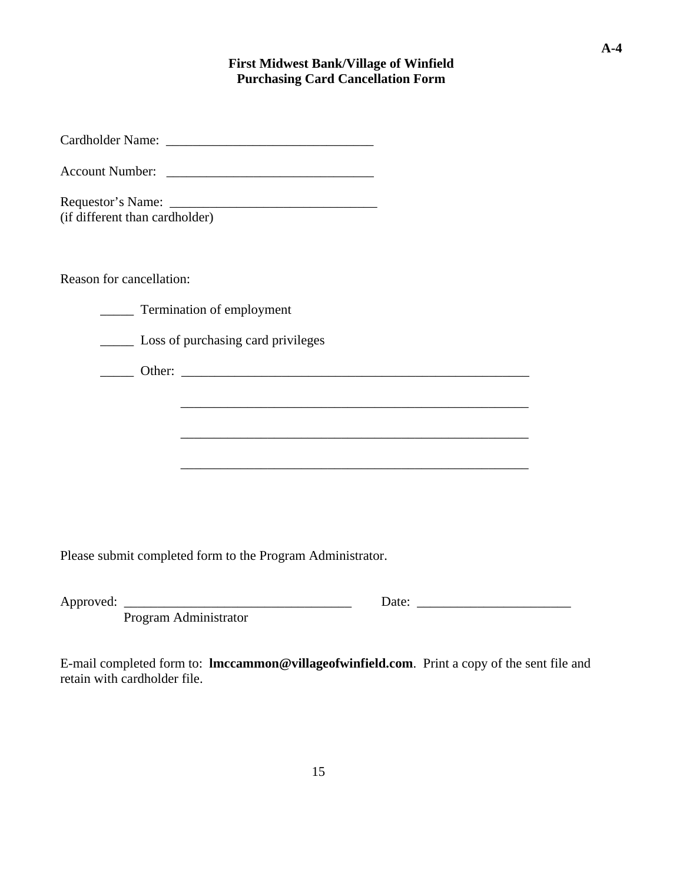A-4

**First Midwest Bank/Village of Winfield**
**Purchasing Card Cancellation Form**

Cardholder Name: ______________________________

Account Number: ______________________________

Requestor's Name: ______________________________
(if different than cardholder)

Reason for cancellation:

_____ Termination of employment

_____ Loss of purchasing card privileges

_____ Other: ______________________________________________

______________________________________________

______________________________________________

______________________________________________

Please submit completed form to the Program Administrator.

Approved: ________________________________ Date: ______________________
Program Administrator

E-mail completed form to: **lmccammon@villageofwinfield.com**. Print a copy of the sent file and retain with cardholder file.